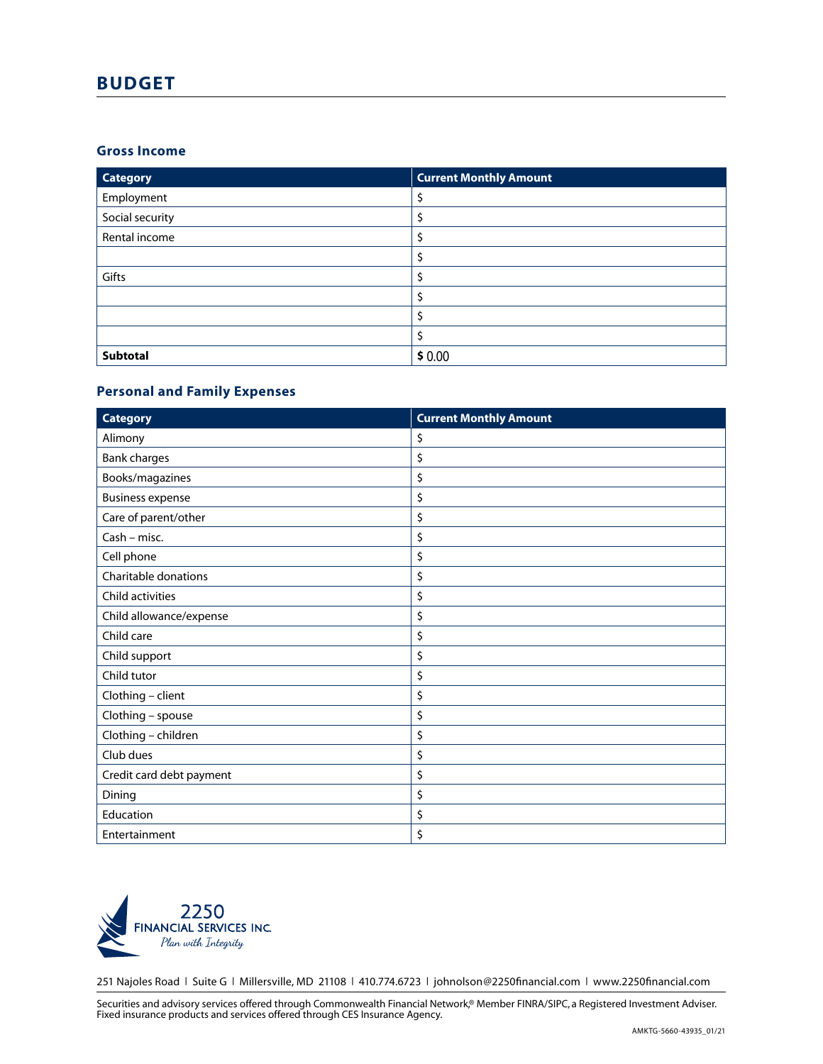# BUDGET

## Gross Income

| Category | Current Monthly Amount |
|---|---|
| Employment | $ |
| Social security | $ |
| Rental income | $ |
| | $ |
| Gifts | $ |
| | $ |
| | $ |
| | $ |
| **Subtotal** | **$** 0.00 |

## Personal and Family Expenses

| Category | Current Monthly Amount |
|---|---|
| Alimony | $ |
| Bank charges | $ |
| Books/magazines | $ |
| Business expense | $ |
| Care of parent/other | $ |
| Cash – misc. | $ |
| Cell phone | $ |
| Charitable donations | $ |
| Child activities | $ |
| Child allowance/expense | $ |
| Child care | $ |
| Child support | $ |
| Child tutor | $ |
| Clothing – client | $ |
| Clothing – spouse | $ |
| Clothing – children | $ |
| Club dues | $ |
| Credit card debt payment | $ |
| Dining | $ |
| Education | $ |
| Entertainment | $ |

2250 FINANCIAL SERVICES INC.
*Plan with Integrity*

251 Najoles Road | Suite G | Millersville, MD 21108 | 410.774.6723 | johnolson@2250financial.com | www.2250financial.com

Securities and advisory services offered through Commonwealth Financial Network,® Member FINRA/SIPC, a Registered Investment Adviser. Fixed insurance products and services offered through CES Insurance Agency.

AMKTG-5660-43935_01/21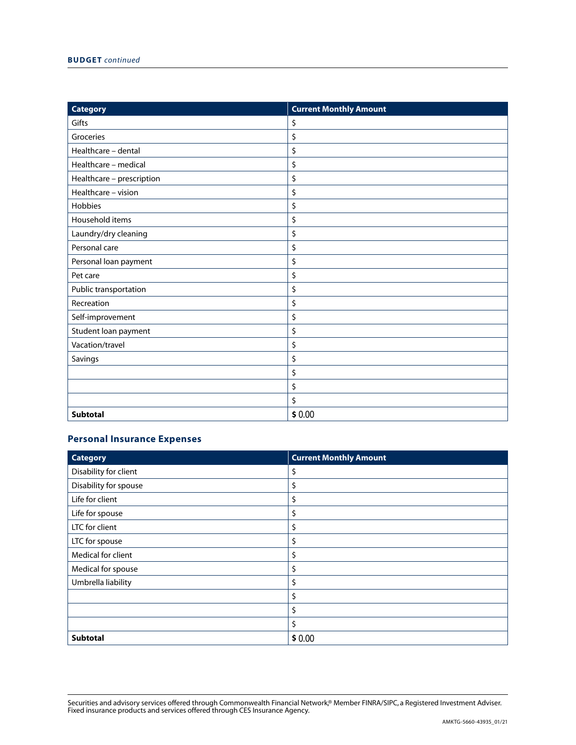**BUDGET** *continued*

| Category | Current Monthly Amount |
| --- | --- |
| Gifts | $ |
| Groceries | $ |
| Healthcare – dental | $ |
| Healthcare – medical | $ |
| Healthcare – prescription | $ |
| Healthcare – vision | $ |
| Hobbies | $ |
| Household items | $ |
| Laundry/dry cleaning | $ |
| Personal care | $ |
| Personal loan payment | $ |
| Pet care | $ |
| Public transportation | $ |
| Recreation | $ |
| Self-improvement | $ |
| Student loan payment | $ |
| Vacation/travel | $ |
| Savings | $ |
| | $ |
| | $ |
| | $ |
| **Subtotal** | **$** 0.00 |

## Personal Insurance Expenses

| Category | Current Monthly Amount |
| --- | --- |
| Disability for client | $ |
| Disability for spouse | $ |
| Life for client | $ |
| Life for spouse | $ |
| LTC for client | $ |
| LTC for spouse | $ |
| Medical for client | $ |
| Medical for spouse | $ |
| Umbrella liability | $ |
| | $ |
| | $ |
| | $ |
| **Subtotal** | **$** 0.00 |

Securities and advisory services offered through Commonwealth Financial Network,® Member FINRA/SIPC, a Registered Investment Adviser. Fixed insurance products and services offered through CES Insurance Agency.

AMKTG-5660-43935_01/21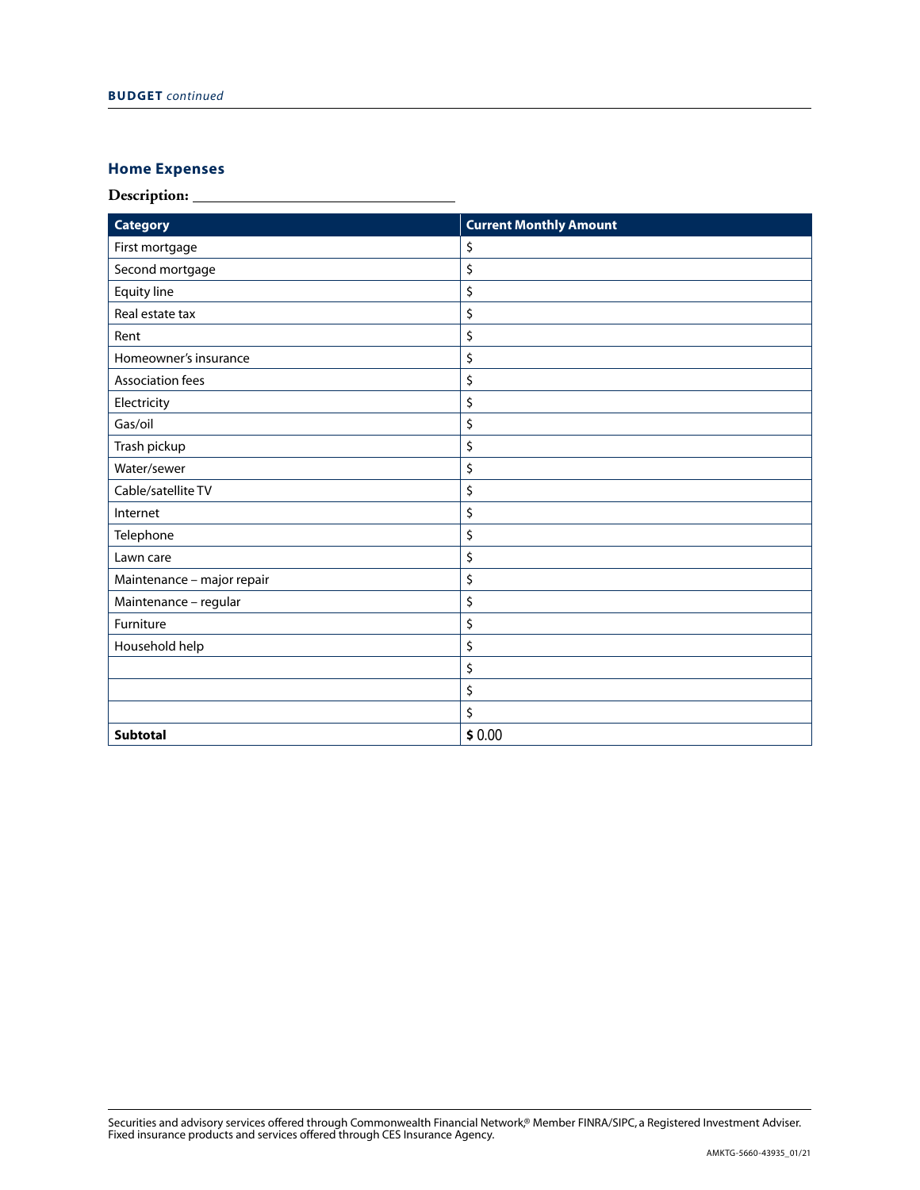## Home Expenses

**Description:** ______________________________

| Category | Current Monthly Amount |
|---|---|
| First mortgage | $ |
| Second mortgage | $ |
| Equity line | $ |
| Real estate tax | $ |
| Rent | $ |
| Homeowner's insurance | $ |
| Association fees | $ |
| Electricity | $ |
| Gas/oil | $ |
| Trash pickup | $ |
| Water/sewer | $ |
| Cable/satellite TV | $ |
| Internet | $ |
| Telephone | $ |
| Lawn care | $ |
| Maintenance – major repair | $ |
| Maintenance – regular | $ |
| Furniture | $ |
| Household help | $ |
| | $ |
| | $ |
| | $ |
| **Subtotal** | **$** 0.00 |

Securities and advisory services offered through Commonwealth Financial Network,® Member FINRA/SIPC, a Registered Investment Adviser. Fixed insurance products and services offered through CES Insurance Agency.

AMKTG-5660-43935_01/21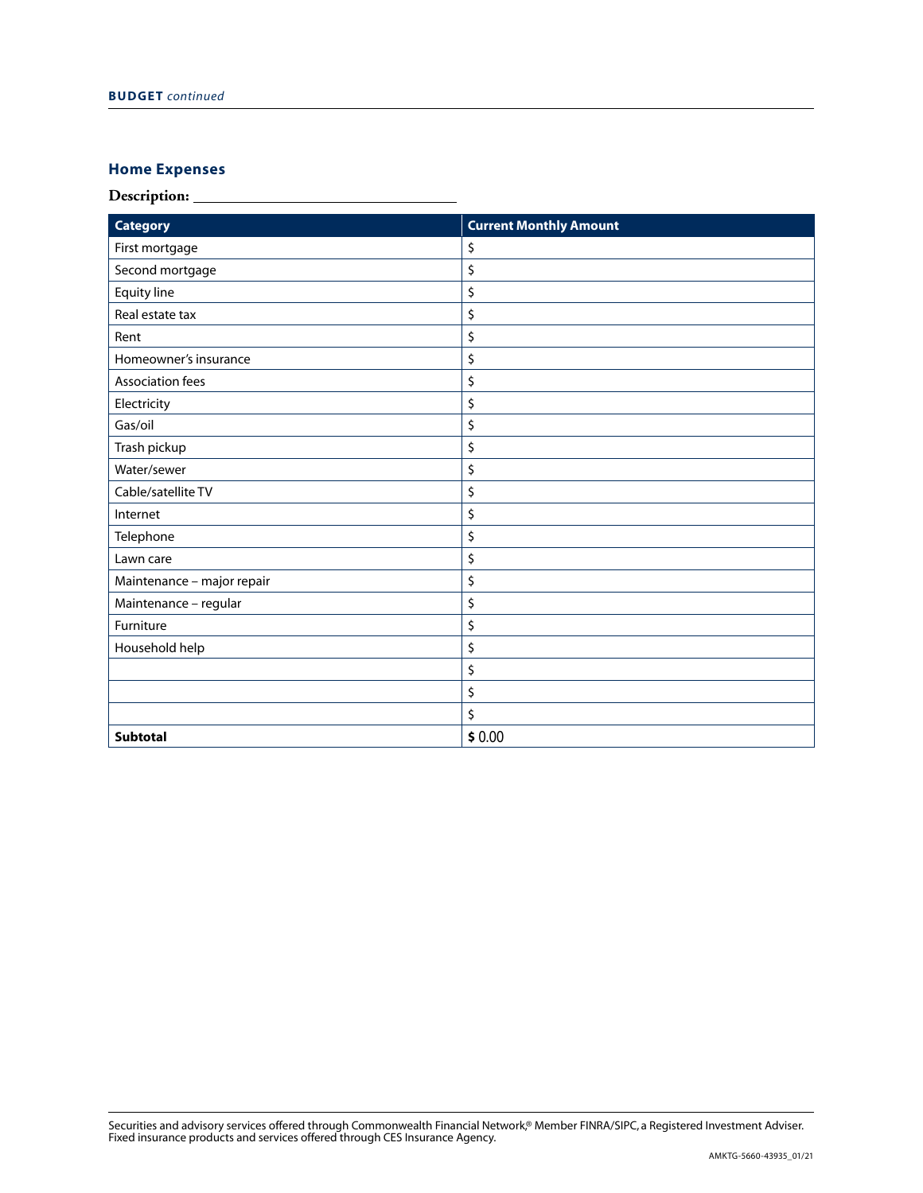## Home Expenses

**Description:** ______________________________

| Category | Current Monthly Amount |
|---|---|
| First mortgage | $ |
| Second mortgage | $ |
| Equity line | $ |
| Real estate tax | $ |
| Rent | $ |
| Homeowner's insurance | $ |
| Association fees | $ |
| Electricity | $ |
| Gas/oil | $ |
| Trash pickup | $ |
| Water/sewer | $ |
| Cable/satellite TV | $ |
| Internet | $ |
| Telephone | $ |
| Lawn care | $ |
| Maintenance – major repair | $ |
| Maintenance – regular | $ |
| Furniture | $ |
| Household help | $ |
| | $ |
| | $ |
| | $ |
| **Subtotal** | **$** 0.00 |

Securities and advisory services offered through Commonwealth Financial Network,® Member FINRA/SIPC, a Registered Investment Adviser. Fixed insurance products and services offered through CES Insurance Agency.

AMKTG-5660-43935_01/21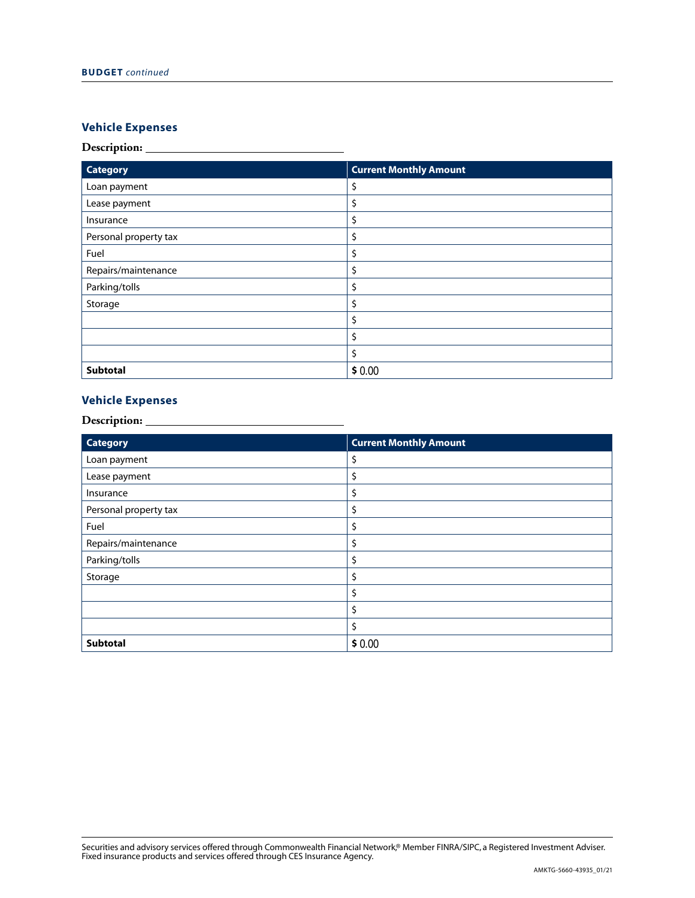## Vehicle Expenses

**Description:** ______________________________

| Category | Current Monthly Amount |
| --- | --- |
| Loan payment | $ |
| Lease payment | $ |
| Insurance | $ |
| Personal property tax | $ |
| Fuel | $ |
| Repairs/maintenance | $ |
| Parking/tolls | $ |
| Storage | $ |
| | $ |
| | $ |
| | $ |
| **Subtotal** | **$** 0.00 |

## Vehicle Expenses

**Description:** ______________________________

| Category | Current Monthly Amount |
| --- | --- |
| Loan payment | $ |
| Lease payment | $ |
| Insurance | $ |
| Personal property tax | $ |
| Fuel | $ |
| Repairs/maintenance | $ |
| Parking/tolls | $ |
| Storage | $ |
| | $ |
| | $ |
| | $ |
| **Subtotal** | **$** 0.00 |

Securities and advisory services offered through Commonwealth Financial Network,® Member FINRA/SIPC, a Registered Investment Adviser. Fixed insurance products and services offered through CES Insurance Agency.

AMKTG-5660-43935_01/21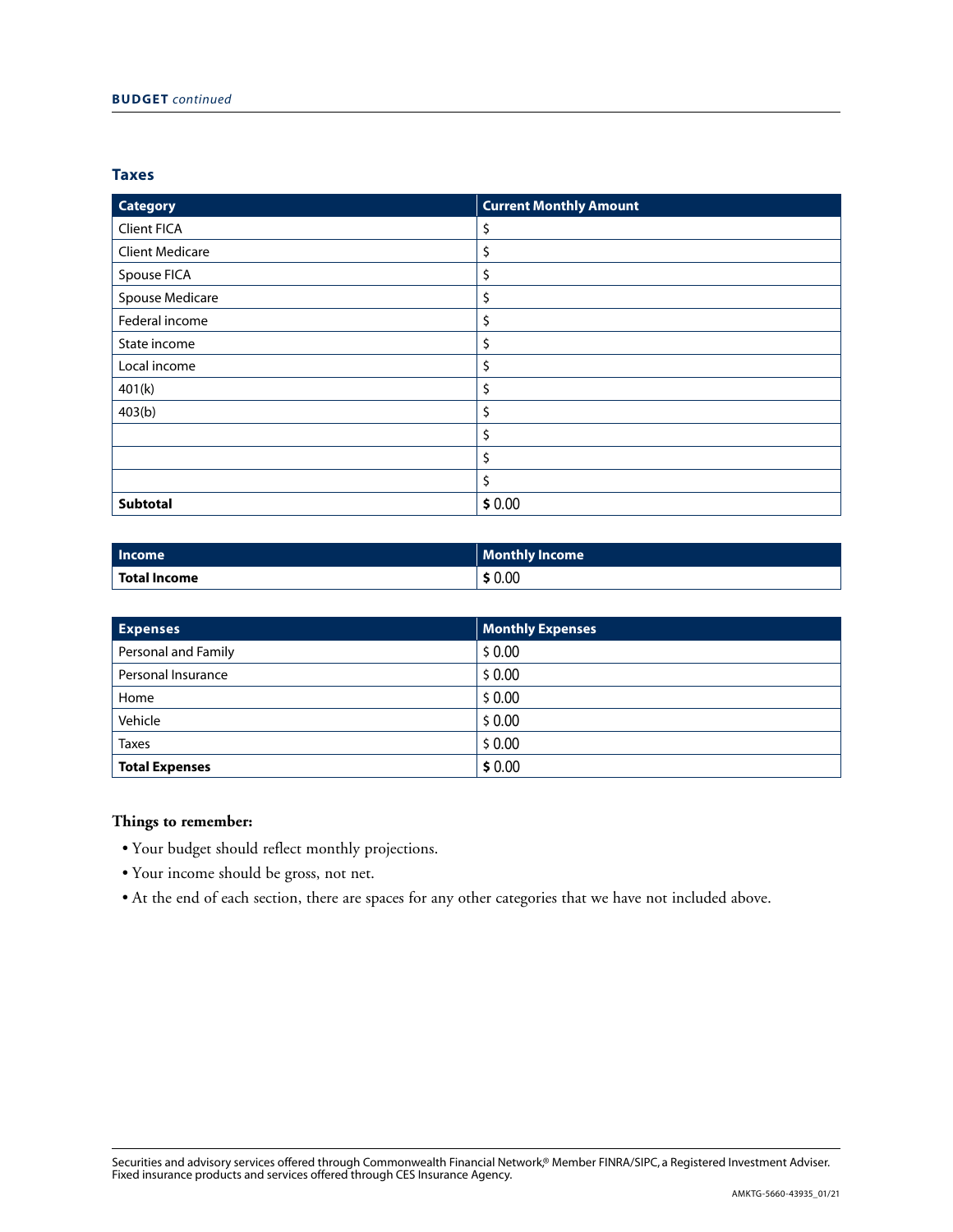## Taxes

| Category | Current Monthly Amount |
|---|---|
| Client FICA | $ |
| Client Medicare | $ |
| Spouse FICA | $ |
| Spouse Medicare | $ |
| Federal income | $ |
| State income | $ |
| Local income | $ |
| 401(k) | $ |
| 403(b) | $ |
| | $ |
| | $ |
| | $ |
| **Subtotal** | **$** 0.00 |

| Income | Monthly Income |
|---|---|
| **Total Income** | **$** 0.00 |

| Expenses | Monthly Expenses |
|---|---|
| Personal and Family | $ 0.00 |
| Personal Insurance | $ 0.00 |
| Home | $ 0.00 |
| Vehicle | $ 0.00 |
| Taxes | $ 0.00 |
| **Total Expenses** | **$** 0.00 |

**Things to remember:**

- Your budget should reflect monthly projections.
- Your income should be gross, not net.
- At the end of each section, there are spaces for any other categories that we have not included above.

Securities and advisory services offered through Commonwealth Financial Network,® Member FINRA/SIPC, a Registered Investment Adviser. Fixed insurance products and services offered through CES Insurance Agency.

AMKTG-5660-43935_01/21